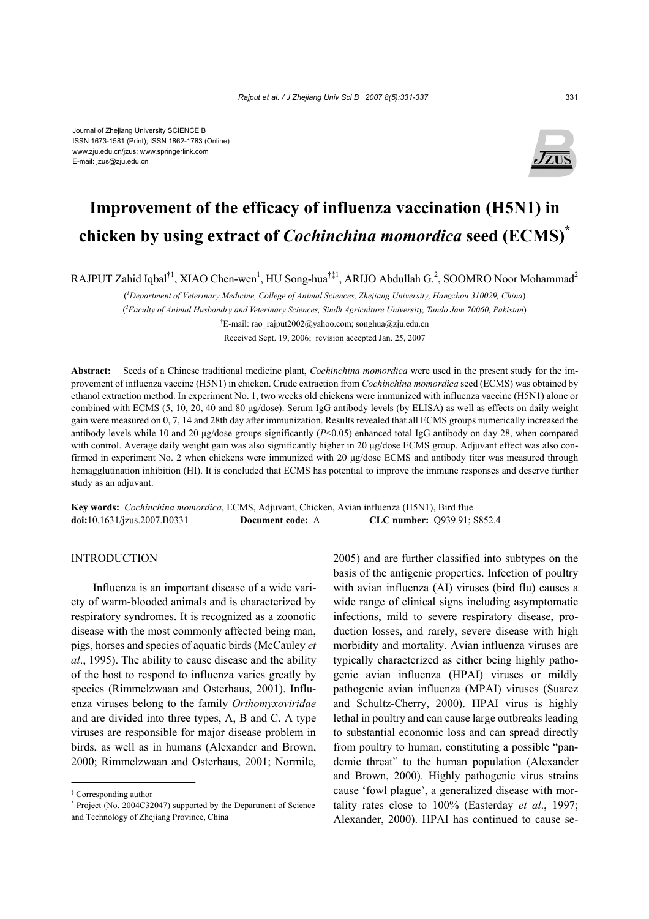Journal of Zhejiang University SCIENCE B
ISSN 1673-1581 (Print); ISSN 1862-1783 (Online)
www.zju.edu.cn/jzus; www.springerlink.com
E-mail: jzus@zju.edu.cn

# Improvement of the efficacy of influenza vaccination (H5N1) in chicken by using extract of *Cochinchina momordica* seed (ECMS)[*]

RAJPUT Zahid Iqbal[†1], XIAO Chen-wen[1], HU Song-hua[†‡1], ARIJO Abdullah G.[2], SOOMRO Noor Mohammad[2]

([1]Department of Veterinary Medicine, College of Animal Sciences, Zhejiang University, Hangzhou 310029, China)

([2]Faculty of Animal Husbandry and Veterinary Sciences, Sindh Agriculture University, Tando Jam 70060, Pakistan)

[†]E-mail: rao_rajput2002@yahoo.com; songhua@zju.edu.cn

Received Sept. 19, 2006; revision accepted Jan. 25, 2007

**Abstract:** Seeds of a Chinese traditional medicine plant, *Cochinchina momordica* were used in the present study for the improvement of influenza vaccine (H5N1) in chicken. Crude extraction from *Cochinchina momordica* seed (ECMS) was obtained by ethanol extraction method. In experiment No. 1, two weeks old chickens were immunized with influenza vaccine (H5N1) alone or combined with ECMS (5, 10, 20, 40 and 80 μg/dose). Serum IgG antibody levels (by ELISA) as well as effects on daily weight gain were measured on 0, 7, 14 and 28th day after immunization. Results revealed that all ECMS groups numerically increased the antibody levels while 10 and 20 μg/dose groups significantly ($P<0.05$) enhanced total IgG antibody on day 28, when compared with control. Average daily weight gain was also significantly higher in 20 μg/dose ECMS group. Adjuvant effect was also confirmed in experiment No. 2 when chickens were immunized with 20 μg/dose ECMS and antibody titer was measured through hemagglutination inhibition (HI). It is concluded that ECMS has potential to improve the immune responses and deserve further study as an adjuvant.

**Key words:** *Cochinchina momordica*, ECMS, Adjuvant, Chicken, Avian influenza (H5N1), Bird flue

**doi:**10.1631/jzus.2007.B0331 **Document code:** A **CLC number:** Q939.91; S852.4

## INTRODUCTION

Influenza is an important disease of a wide variety of warm-blooded animals and is characterized by respiratory syndromes. It is recognized as a zoonotic disease with the most commonly affected being man, pigs, horses and species of aquatic birds (McCauley *et al*., 1995). The ability to cause disease and the ability of the host to respond to influenza varies greatly by species (Rimmelzwaan and Osterhaus, 2001). Influenza viruses belong to the family *Orthomyxoviridae* and are divided into three types, A, B and C. A type viruses are responsible for major disease problem in birds, as well as in humans (Alexander and Brown, 2000; Rimmelzwaan and Osterhaus, 2001; Normile, 2005) and are further classified into subtypes on the basis of the antigenic properties. Infection of poultry with avian influenza (AI) viruses (bird flu) causes a wide range of clinical signs including asymptomatic infections, mild to severe respiratory disease, production losses, and rarely, severe disease with high morbidity and mortality. Avian influenza viruses are typically characterized as either being highly pathogenic avian influenza (HPAI) viruses or mildly pathogenic avian influenza (MPAI) viruses (Suarez and Schultz-Cherry, 2000). HPAI virus is highly lethal in poultry and can cause large outbreaks leading to substantial economic loss and can spread directly from poultry to human, constituting a possible "pandemic threat" to the human population (Alexander and Brown, 2000). Highly pathogenic virus strains cause 'fowl plague', a generalized disease with mortality rates close to 100% (Easterday *et al*., 1997; Alexander, 2000). HPAI has continued to cause se-

[‡] Corresponding author

[*] Project (No. 2004C32047) supported by the Department of Science and Technology of Zhejiang Province, China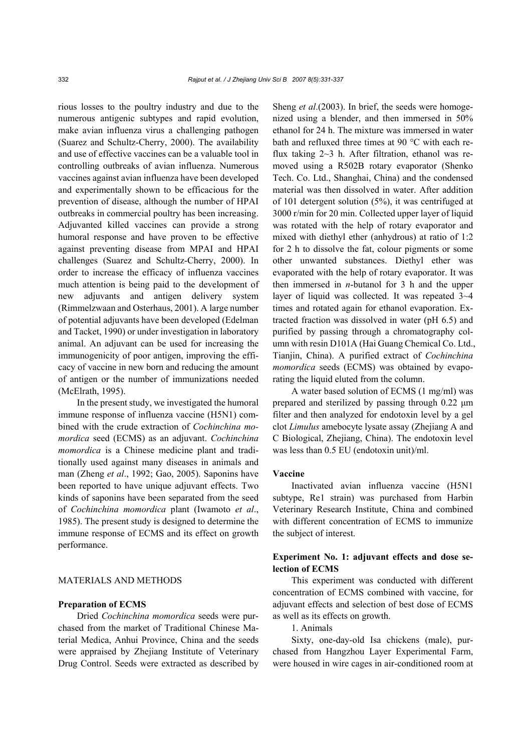rious losses to the poultry industry and due to the numerous antigenic subtypes and rapid evolution, make avian influenza virus a challenging pathogen (Suarez and Schultz-Cherry, 2000). The availability and use of effective vaccines can be a valuable tool in controlling outbreaks of avian influenza. Numerous vaccines against avian influenza have been developed and experimentally shown to be efficacious for the prevention of disease, although the number of HPAI outbreaks in commercial poultry has been increasing. Adjuvanted killed vaccines can provide a strong humoral response and have proven to be effective against preventing disease from MPAI and HPAI challenges (Suarez and Schultz-Cherry, 2000). In order to increase the efficacy of influenza vaccines much attention is being paid to the development of new adjuvants and antigen delivery system (Rimmelzwaan and Osterhaus, 2001). A large number of potential adjuvants have been developed (Edelman and Tacket, 1990) or under investigation in laboratory animal. An adjuvant can be used for increasing the immunogenicity of poor antigen, improving the efficacy of vaccine in new born and reducing the amount of antigen or the number of immunizations needed (McElrath, 1995).

In the present study, we investigated the humoral immune response of influenza vaccine (H5N1) combined with the crude extraction of *Cochinchina momordica* seed (ECMS) as an adjuvant. *Cochinchina momordica* is a Chinese medicine plant and traditionally used against many diseases in animals and man (Zheng *et al*., 1992; Gao, 2005). Saponins have been reported to have unique adjuvant effects. Two kinds of saponins have been separated from the seed of *Cochinchina momordica* plant (Iwamoto *et al*., 1985). The present study is designed to determine the immune response of ECMS and its effect on growth performance.

## MATERIALS AND METHODS

### Preparation of ECMS

Dried *Cochinchina momordica* seeds were purchased from the market of Traditional Chinese Material Medica, Anhui Province, China and the seeds were appraised by Zhejiang Institute of Veterinary Drug Control. Seeds were extracted as described by Sheng *et al*.(2003). In brief, the seeds were homogenized using a blender, and then immersed in 50% ethanol for 24 h. The mixture was immersed in water bath and refluxed three times at 90 °C with each reflux taking 2~3 h. After filtration, ethanol was removed using a R502B rotary evaporator (Shenko Tech. Co. Ltd., Shanghai, China) and the condensed material was then dissolved in water. After addition of 101 detergent solution (5%), it was centrifuged at 3000 r/min for 20 min. Collected upper layer of liquid was rotated with the help of rotary evaporator and mixed with diethyl ether (anhydrous) at ratio of 1:2 for 2 h to dissolve the fat, colour pigments or some other unwanted substances. Diethyl ether was evaporated with the help of rotary evaporator. It was then immersed in *n*-butanol for 3 h and the upper layer of liquid was collected. It was repeated 3~4 times and rotated again for ethanol evaporation. Extracted fraction was dissolved in water (pH 6.5) and purified by passing through a chromatography column with resin D101A (Hai Guang Chemical Co. Ltd., Tianjin, China). A purified extract of *Cochinchina momordica* seeds (ECMS) was obtained by evaporating the liquid eluted from the column.

A water based solution of ECMS (1 mg/ml) was prepared and sterilized by passing through 0.22 μm filter and then analyzed for endotoxin level by a gel clot *Limulus* amebocyte lysate assay (Zhejiang A and C Biological, Zhejiang, China). The endotoxin level was less than 0.5 EU (endotoxin unit)/ml.

### Vaccine

Inactivated avian influenza vaccine (H5N1 subtype, Re1 strain) was purchased from Harbin Veterinary Research Institute, China and combined with different concentration of ECMS to immunize the subject of interest.

### Experiment No. 1: adjuvant effects and dose selection of ECMS

This experiment was conducted with different concentration of ECMS combined with vaccine, for adjuvant effects and selection of best dose of ECMS as well as its effects on growth.

1. Animals

Sixty, one-day-old Isa chickens (male), purchased from Hangzhou Layer Experimental Farm, were housed in wire cages in air-conditioned room at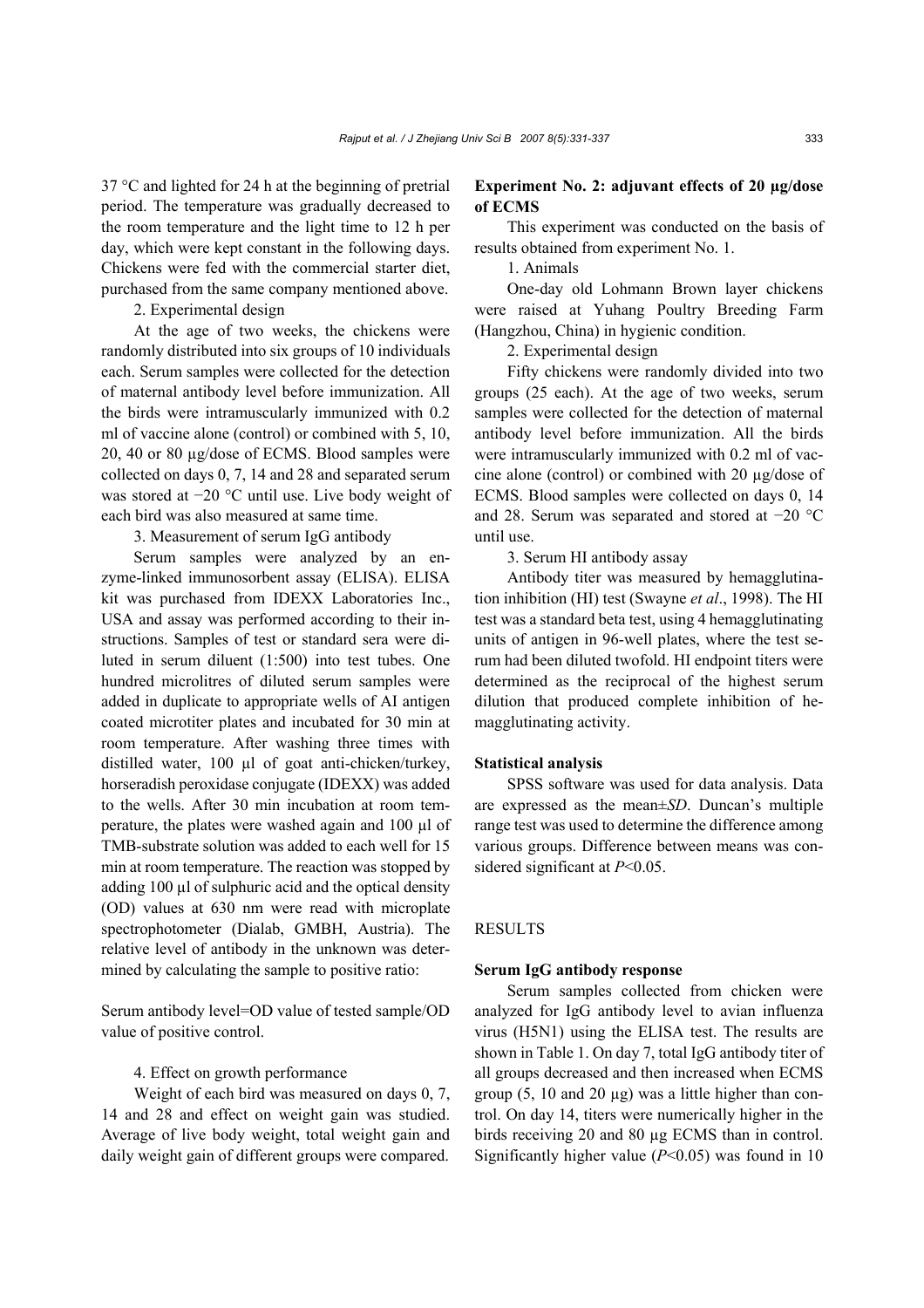37 °C and lighted for 24 h at the beginning of pretrial period. The temperature was gradually decreased to the room temperature and the light time to 12 h per day, which were kept constant in the following days. Chickens were fed with the commercial starter diet, purchased from the same company mentioned above.

2. Experimental design

At the age of two weeks, the chickens were randomly distributed into six groups of 10 individuals each. Serum samples were collected for the detection of maternal antibody level before immunization. All the birds were intramuscularly immunized with 0.2 ml of vaccine alone (control) or combined with 5, 10, 20, 40 or 80 µg/dose of ECMS. Blood samples were collected on days 0, 7, 14 and 28 and separated serum was stored at −20 °C until use. Live body weight of each bird was also measured at same time.

3. Measurement of serum IgG antibody

Serum samples were analyzed by an enzyme-linked immunosorbent assay (ELISA). ELISA kit was purchased from IDEXX Laboratories Inc., USA and assay was performed according to their instructions. Samples of test or standard sera were diluted in serum diluent (1:500) into test tubes. One hundred microlitres of diluted serum samples were added in duplicate to appropriate wells of AI antigen coated microtiter plates and incubated for 30 min at room temperature. After washing three times with distilled water, 100 µl of goat anti-chicken/turkey, horseradish peroxidase conjugate (IDEXX) was added to the wells. After 30 min incubation at room temperature, the plates were washed again and 100 µl of TMB-substrate solution was added to each well for 15 min at room temperature. The reaction was stopped by adding 100 µl of sulphuric acid and the optical density (OD) values at 630 nm were read with microplate spectrophotometer (Dialab, GMBH, Austria). The relative level of antibody in the unknown was determined by calculating the sample to positive ratio:

Serum antibody level=OD value of tested sample/OD value of positive control.

4. Effect on growth performance

Weight of each bird was measured on days 0, 7, 14 and 28 and effect on weight gain was studied. Average of live body weight, total weight gain and daily weight gain of different groups were compared.

**Experiment No. 2: adjuvant effects of 20 µg/dose of ECMS**

This experiment was conducted on the basis of results obtained from experiment No. 1.

1. Animals

One-day old Lohmann Brown layer chickens were raised at Yuhang Poultry Breeding Farm (Hangzhou, China) in hygienic condition.

2. Experimental design

Fifty chickens were randomly divided into two groups (25 each). At the age of two weeks, serum samples were collected for the detection of maternal antibody level before immunization. All the birds were intramuscularly immunized with 0.2 ml of vaccine alone (control) or combined with 20 µg/dose of ECMS. Blood samples were collected on days 0, 14 and 28. Serum was separated and stored at −20 °C until use.

3. Serum HI antibody assay

Antibody titer was measured by hemagglutination inhibition (HI) test (Swayne *et al*., 1998). The HI test was a standard beta test, using 4 hemagglutinating units of antigen in 96-well plates, where the test serum had been diluted twofold. HI endpoint titers were determined as the reciprocal of the highest serum dilution that produced complete inhibition of hemagglutinating activity.

**Statistical analysis**

SPSS software was used for data analysis. Data are expressed as the mean±*SD*. Duncan's multiple range test was used to determine the difference among various groups. Difference between means was considered significant at $P<0.05$.

## RESULTS

**Serum IgG antibody response**

Serum samples collected from chicken were analyzed for IgG antibody level to avian influenza virus (H5N1) using the ELISA test. The results are shown in Table 1. On day 7, total IgG antibody titer of all groups decreased and then increased when ECMS group (5, 10 and 20 µg) was a little higher than control. On day 14, titers were numerically higher in the birds receiving 20 and 80 µg ECMS than in control. Significantly higher value ($P<0.05$) was found in 10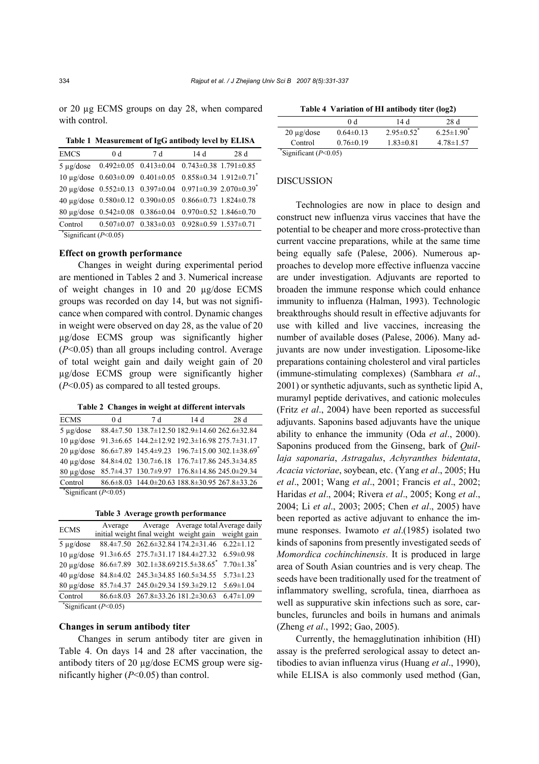or 20 μg ECMS groups on day 28, when compared with control.

**Table 1 Measurement of IgG antibody level by ELISA**

| EMCS | 0 d | 7 d | 14 d | 28 d |
|---|---|---|---|---|
| 5 μg/dose | 0.492±0.05 | 0.413±0.04 | 0.743±0.38 | 1.791±0.85 |
| 10 μg/dose | 0.603±0.09 | 0.401±0.05 | 0.858±0.34 | 1.912±0.71* |
| 20 μg/dose | 0.552±0.13 | 0.397±0.04 | 0.971±0.39 | 2.070±0.39* |
| 40 μg/dose | 0.580±0.12 | 0.390±0.05 | 0.866±0.73 | 1.824±0.78 |
| 80 μg/dose | 0.542±0.08 | 0.386±0.04 | 0.970±0.52 | 1.846±0.70 |
| Control | 0.507±0.07 | 0.383±0.03 | 0.928±0.59 | 1.537±0.71 |

*Significant ($P$<0.05)

### Effect on growth performance

Changes in weight during experimental period are mentioned in Tables 2 and 3. Numerical increase of weight changes in 10 and 20 μg/dose ECMS groups was recorded on day 14, but was not significance when compared with control. Dynamic changes in weight were observed on day 28, as the value of 20 μg/dose ECMS group was significantly higher ($P$<0.05) than all groups including control. Average of total weight gain and daily weight gain of 20 μg/dose ECMS group were significantly higher ($P$<0.05) as compared to all tested groups.

**Table 2 Changes in weight at different intervals**

| ECMS | 0 d | 7 d | 14 d | 28 d |
|---|---|---|---|---|
| 5 μg/dose | 88.4±7.50 | 138.7±12.50 | 182.9±14.60 | 262.6±32.84 |
| 10 μg/dose | 91.3±6.65 | 144.2±12.92 | 192.3±16.98 | 275.7±31.17 |
| 20 μg/dose | 86.6±7.89 | 145.4±9.23 | 196.7±15.00 | 302.1±38.69* |
| 40 μg/dose | 84.8±4.02 | 130.7±6.18 | 176.7±17.86 | 245.3±34.85 |
| 80 μg/dose | 85.7±4.37 | 130.7±9.97 | 176.8±14.86 | 245.0±29.34 |
| Control | 86.6±8.03 | 144.0±20.63 | 188.8±30.95 | 267.8±33.26 |

*Significant ($P$<0.05)

**Table 3 Average growth performance**

| ECMS | Average initial weight | Average final weight | Average total weight gain | Average daily weight gain |
|---|---|---|---|---|
| 5 μg/dose | 88.4±7.50 | 262.6±32.84 | 174.2±31.46 | 6.22±1.12 |
| 10 μg/dose | 91.3±6.65 | 275.7±31.17 | 184.4±27.32 | 6.59±0.98 |
| 20 μg/dose | 86.6±7.89 | 302.1±38.69 | 215.5±38.65* | 7.70±1.38* |
| 40 μg/dose | 84.8±4.02 | 245.3±34.85 | 160.5±34.55 | 5.73±1.23 |
| 80 μg/dose | 85.7±4.37 | 245.0±29.34 | 159.3±29.12 | 5.69±1.04 |
| Control | 86.6±8.03 | 267.8±33.26 | 181.2±30.63 | 6.47±1.09 |

*Significant ($P$<0.05)

### Changes in serum antibody titer

Changes in serum antibody titer are given in Table 4. On days 14 and 28 after vaccination, the antibody titers of 20 μg/dose ECMS group were significantly higher ($P$<0.05) than control.

**Table 4 Variation of HI antibody titer (log2)**

| | 0 d | 14 d | 28 d |
|---|---|---|---|
| 20 μg/dose | 0.64±0.13 | 2.95±0.52* | 6.25±1.90* |
| Control | 0.76±0.19 | 1.83±0.81 | 4.78±1.57 |

*Significant ($P$<0.05)

## DISCUSSION

Technologies are now in place to design and construct new influenza virus vaccines that have the potential to be cheaper and more cross-protective than current vaccine preparations, while at the same time being equally safe (Palese, 2006). Numerous approaches to develop more effective influenza vaccine are under investigation. Adjuvants are reported to broaden the immune response which could enhance immunity to influenza (Halman, 1993). Technologic breakthroughs should result in effective adjuvants for use with killed and live vaccines, increasing the number of available doses (Palese, 2006). Many adjuvants are now under investigation. Liposome-like preparations containing cholesterol and viral particles (immune-stimulating complexes) (Sambhara *et al*., 2001) or synthetic adjuvants, such as synthetic lipid A, muramyl peptide derivatives, and cationic molecules (Fritz *et al*., 2004) have been reported as successful adjuvants. Saponins based adjuvants have the unique ability to enhance the immunity (Oda *et al*., 2000). Saponins produced from the Ginseng, bark of *Quillaja saponaria*, *Astragalus*, *Achyranthes bidentata*, *Acacia victoriae*, soybean, etc. (Yang *et al*., 2005; Hu *et al*., 2001; Wang *et al*., 2001; Francis *et al*., 2002; Haridas *et al*., 2004; Rivera *et al*., 2005; Kong *et al*., 2004; Li *et al*., 2003; 2005; Chen *et al*., 2005) have been reported as active adjuvant to enhance the immune responses. Iwamoto *et al*.(1985) isolated two kinds of saponins from presently investigated seeds of *Momordica cochinchinensis*. It is produced in large area of South Asian countries and is very cheap. The seeds have been traditionally used for the treatment of inflammatory swelling, scrofula, tinea, diarrhoea as well as suppurative skin infections such as sore, carbuncles, furuncles and boils in humans and animals (Zheng *et al*., 1992; Gao, 2005).

Currently, the hemagglutination inhibition (HI) assay is the preferred serological assay to detect antibodies to avian influenza virus (Huang *et al*., 1990), while ELISA is also commonly used method (Gan,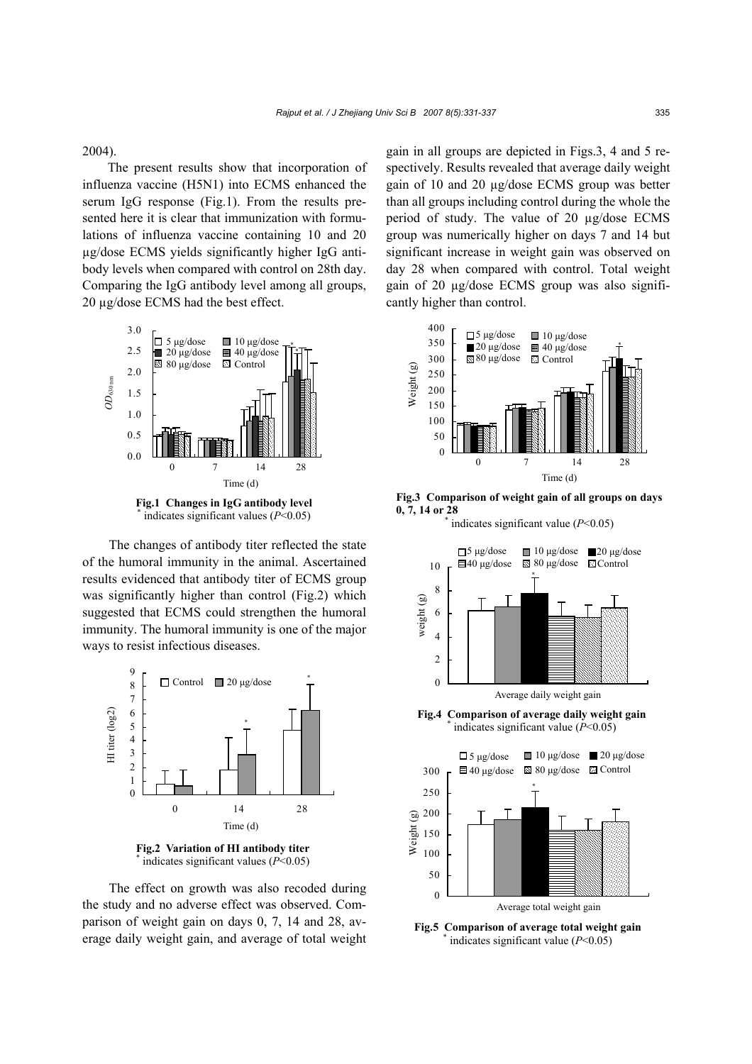2004).

The present results show that incorporation of influenza vaccine (H5N1) into ECMS enhanced the serum IgG response (Fig.1). From the results presented here it is clear that immunization with formulations of influenza vaccine containing 10 and 20 μg/dose ECMS yields significantly higher IgG antibody levels when compared with control on 28th day. Comparing the IgG antibody level among all groups, 20 μg/dose ECMS had the best effect.

**Fig.1 Changes in IgG antibody level**
\* indicates significant values ($P<0.05$)

The changes of antibody titer reflected the state of the humoral immunity in the animal. Ascertained results evidenced that antibody titer of ECMS group was significantly higher than control (Fig.2) which suggested that ECMS could strengthen the humoral immunity. The humoral immunity is one of the major ways to resist infectious diseases.

**Fig.2 Variation of HI antibody titer**
\* indicates significant values ($P<0.05$)

The effect on growth was also recoded during the study and no adverse effect was observed. Comparison of weight gain on days 0, 7, 14 and 28, average daily weight gain, and average of total weight gain in all groups are depicted in Figs.3, 4 and 5 respectively. Results revealed that average daily weight gain of 10 and 20 μg/dose ECMS group was better than all groups including control during the whole the period of study. The value of 20 μg/dose ECMS group was numerically higher on days 7 and 14 but significant increase in weight gain was observed on day 28 when compared with control. Total weight gain of 20 μg/dose ECMS group was also significantly higher than control.

**Fig.3 Comparison of weight gain of all groups on days 0, 7, 14 or 28**
\* indicates significant value ($P<0.05$)

**Fig.4 Comparison of average daily weight gain**
\* indicates significant value ($P<0.05$)

**Fig.5 Comparison of average total weight gain**
\* indicates significant value ($P<0.05$)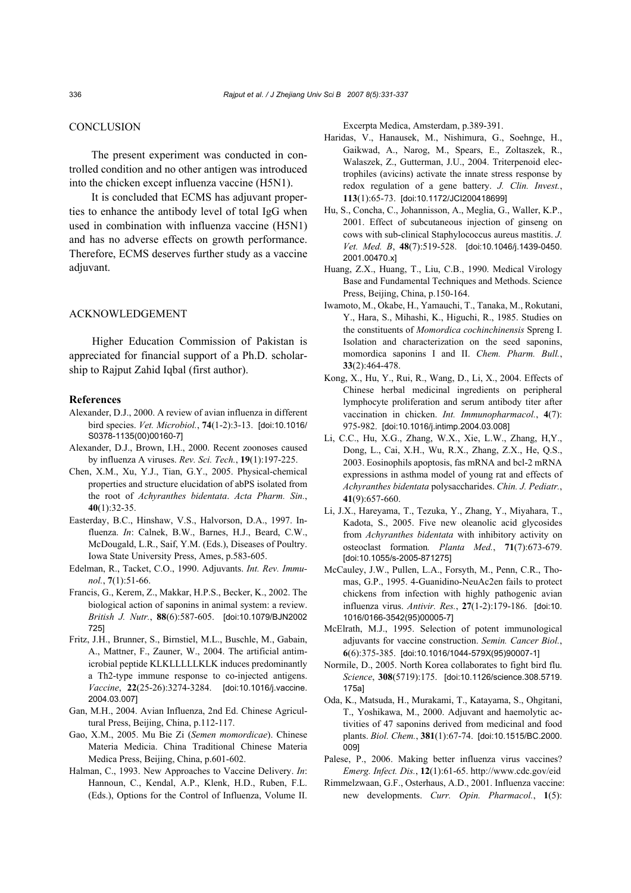## CONCLUSION

The present experiment was conducted in controlled condition and no other antigen was introduced into the chicken except influenza vaccine (H5N1).

It is concluded that ECMS has adjuvant properties to enhance the antibody level of total IgG when used in combination with influenza vaccine (H5N1) and has no adverse effects on growth performance. Therefore, ECMS deserves further study as a vaccine adjuvant.

## ACKNOWLEDGEMENT

Higher Education Commission of Pakistan is appreciated for financial support of a Ph.D. scholarship to Rajput Zahid Iqbal (first author).

## References

Alexander, D.J., 2000. A review of avian influenza in different bird species. *Vet. Microbiol.*, **74**(1-2):3-13. [doi:10.1016/S0378-1135(00)00160-7]

Alexander, D.J., Brown, I.H., 2000. Recent zoonoses caused by influenza A viruses. *Rev. Sci. Tech.*, **19**(1):197-225.

Chen, X.M., Xu, Y.J., Tian, G.Y., 2005. Physical-chemical properties and structure elucidation of abPS isolated from the root of *Achyranthes bidentata*. *Acta Pharm. Sin.*, **40**(1):32-35.

Easterday, B.C., Hinshaw, V.S., Halvorson, D.A., 1997. Influenza. *In*: Calnek, B.W., Barnes, H.J., Beard, C.W., McDougald, L.R., Saif, Y.M. (Eds.), Diseases of Poultry. Iowa State University Press, Ames, p.583-605.

Edelman, R., Tacket, C.O., 1990. Adjuvants. *Int. Rev. Immunol.*, **7**(1):51-66.

Francis, G., Kerem, Z., Makkar, H.P.S., Becker, K., 2002. The biological action of saponins in animal system: a review. *British J. Nutr.*, **88**(6):587-605. [doi:10.1079/BJN2002725]

Fritz, J.H., Brunner, S., Birnstiel, M.L., Buschle, M., Gabain, A., Mattner, F., Zauner, W., 2004. The artificial antimicrobial peptide KLKLLLLLKLK induces predominantly a Th2-type immune response to co-injected antigens. *Vaccine*, **22**(25-26):3274-3284. [doi:10.1016/j.vaccine.2004.03.007]

Gan, M.H., 2004. Avian Influenza, 2nd Ed. Chinese Agricultural Press, Beijing, China, p.112-117.

Gao, X.M., 2005. Mu Bie Zi (*Semen momordicae*). Chinese Materia Medicia. China Traditional Chinese Materia Medica Press, Beijing, China, p.601-602.

Halman, C., 1993. New Approaches to Vaccine Delivery. *In*: Hannoun, C., Kendal, A.P., Klenk, H.D., Ruben, F.L. (Eds.), Options for the Control of Influenza, Volume II. Excerpta Medica, Amsterdam, p.389-391.

Haridas, V., Hanausek, M., Nishimura, G., Soehnge, H., Gaikwad, A., Narog, M., Spears, E., Zoltaszek, R., Walaszek, Z., Gutterman, J.U., 2004. Triterpenoid electrophiles (avicins) activate the innate stress response by redox regulation of a gene battery. *J. Clin. Invest.*, **113**(1):65-73. [doi:10.1172/JCI200418699]

Hu, S., Concha, C., Johannisson, A., Meglia, G., Waller, K.P., 2001. Effect of subcutaneous injection of ginseng on cows with sub-clinical Staphylococcus aureus mastitis. *J. Vet. Med. B*, **48**(7):519-528. [doi:10.1046/j.1439-0450.2001.00470.x]

Huang, Z.X., Huang, T., Liu, C.B., 1990. Medical Virology Base and Fundamental Techniques and Methods. Science Press, Beijing, China, p.150-164.

Iwamoto, M., Okabe, H., Yamauchi, T., Tanaka, M., Rokutani, Y., Hara, S., Mihashi, K., Higuchi, R., 1985. Studies on the constituents of *Momordica cochinchinensis* Spreng I. Isolation and characterization on the seed saponins, momordica saponins I and II. *Chem. Pharm. Bull.*, **33**(2):464-478.

Kong, X., Hu, Y., Rui, R., Wang, D., Li, X., 2004. Effects of Chinese herbal medicinal ingredients on peripheral lymphocyte proliferation and serum antibody titer after vaccination in chicken. *Int. Immunopharmacol.*, **4**(7):975-982. [doi:10.1016/j.intimp.2004.03.008]

Li, C.C., Hu, X.G., Zhang, W.X., Xie, L.W., Zhang, H,Y., Dong, L., Cai, X.H., Wu, R.X., Zhang, Z.X., He, Q.S., 2003. Eosinophils apoptosis, fas mRNA and bcl-2 mRNA expressions in asthma model of young rat and effects of *Achyranthes bidentata* polysaccharides. *Chin. J. Pediatr.*, **41**(9):657-660.

Li, J.X., Hareyama, T., Tezuka, Y., Zhang, Y., Miyahara, T., Kadota, S., 2005. Five new oleanolic acid glycosides from *Achyranthes bidentata* with inhibitory activity on osteoclast formation*. Planta Med.*, **71**(7):673-679. [doi:10.1055/s-2005-871275]

McCauley, J.W., Pullen, L.A., Forsyth, M., Penn, C.R., Thomas, G.P., 1995. 4-Guanidino-NeuAc2en fails to protect chickens from infection with highly pathogenic avian influenza virus. *Antivir. Res.*, **27**(1-2):179-186. [doi:10.1016/0166-3542(95)00005-7]

McElrath, M.J., 1995. Selection of potent immunological adjuvants for vaccine construction. *Semin. Cancer Biol.*, **6**(6):375-385. [doi:10.1016/1044-579X(95)90007-1]

Normile, D., 2005. North Korea collaborates to fight bird flu. *Science*, **308**(5719):175. [doi:10.1126/science.308.5719.175a]

Oda, K., Matsuda, H., Murakami, T., Katayama, S., Ohgitani, T., Yoshikawa, M., 2000. Adjuvant and haemolytic activities of 47 saponins derived from medicinal and food plants. *Biol. Chem.*, **381**(1):67-74. [doi:10.1515/BC.2000.009]

Palese, P., 2006. Making better influenza virus vaccines? *Emerg. Infect. Dis.*, **12**(1):61-65. http://www.cdc.gov/eid

Rimmelzwaan, G.F., Osterhaus, A.D., 2001. Influenza vaccine: new developments. *Curr. Opin. Pharmacol.*, **1**(5):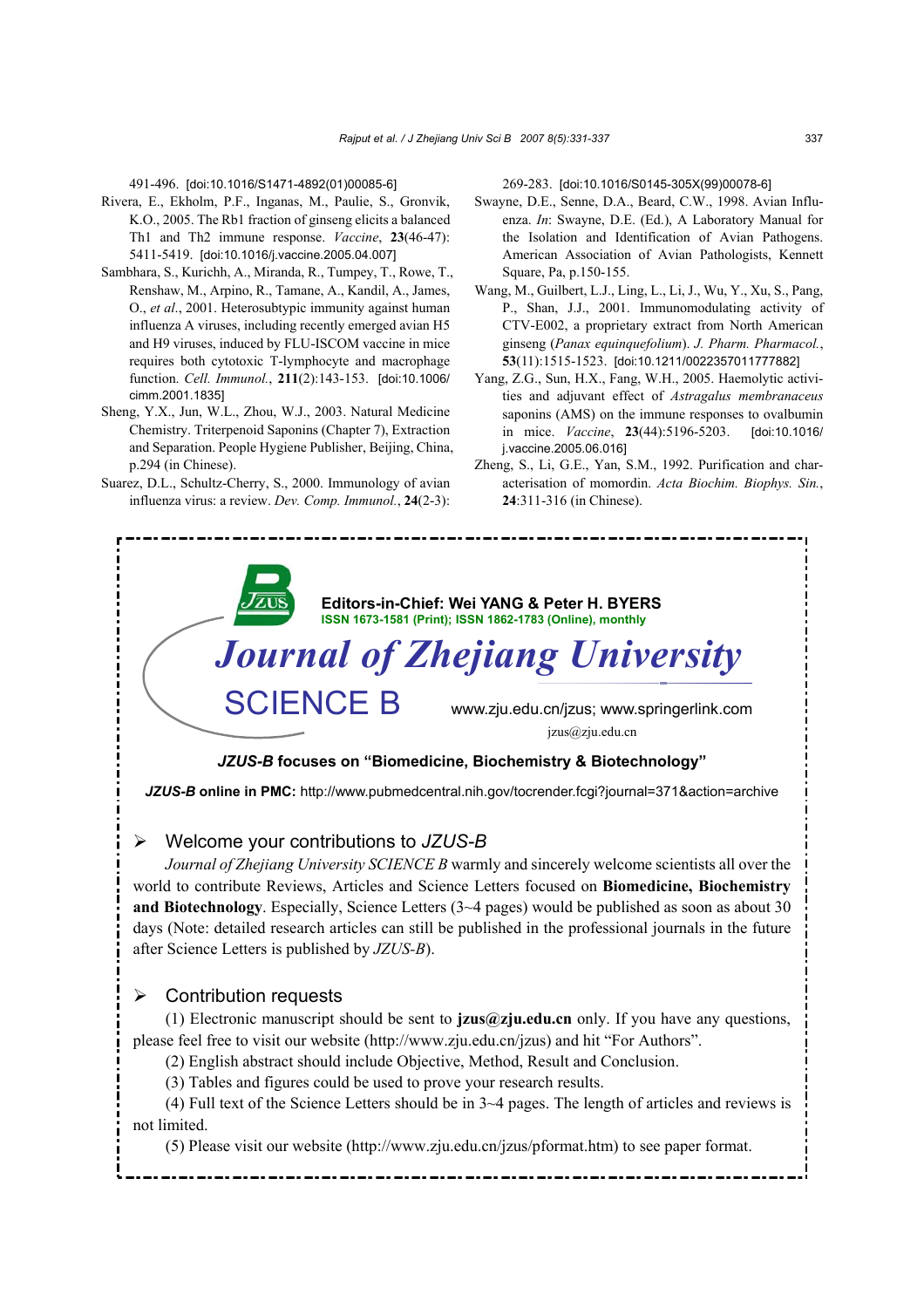491-496. [doi:10.1016/S1471-4892(01)00085-6]

Rivera, E., Ekholm, P.F., Inganas, M., Paulie, S., Gronvik, K.O., 2005. The Rb1 fraction of ginseng elicits a balanced Th1 and Th2 immune response. *Vaccine*, **23**(46-47): 5411-5419. [doi:10.1016/j.vaccine.2005.04.007]

Sambhara, S., Kurichh, A., Miranda, R., Tumpey, T., Rowe, T., Renshaw, M., Arpino, R., Tamane, A., Kandil, A., James, O., *et al.*, 2001. Heterosubtypic immunity against human influenza A viruses, including recently emerged avian H5 and H9 viruses, induced by FLU-ISCOM vaccine in mice requires both cytotoxic T-lymphocyte and macrophage function. *Cell. Immunol.*, **211**(2):143-153. [doi:10.1006/cimm.2001.1835]

Sheng, Y.X., Jun, W.L., Zhou, W.J., 2003. Natural Medicine Chemistry. Triterpenoid Saponins (Chapter 7), Extraction and Separation. People Hygiene Publisher, Beijing, China, p.294 (in Chinese).

Suarez, D.L., Schultz-Cherry, S., 2000. Immunology of avian influenza virus: a review. *Dev. Comp. Immunol.*, **24**(2-3): 269-283. [doi:10.1016/S0145-305X(99)00078-6]

Swayne, D.E., Senne, D.A., Beard, C.W., 1998. Avian Influenza. *In*: Swayne, D.E. (Ed.), A Laboratory Manual for the Isolation and Identification of Avian Pathogens. American Association of Avian Pathologists, Kennett Square, Pa, p.150-155.

Wang, M., Guilbert, L.J., Ling, L., Li, J., Wu, Y., Xu, S., Pang, P., Shan, J.J., 2001. Immunomodulating activity of CTV-E002, a proprietary extract from North American ginseng (*Panax equinquefolium*). *J. Pharm. Pharmacol.*, **53**(11):1515-1523. [doi:10.1211/0022357011777882]

Yang, Z.G., Sun, H.X., Fang, W.H., 2005. Haemolytic activities and adjuvant effect of *Astragalus membranaceus* saponins (AMS) on the immune responses to ovalbumin in mice. *Vaccine*, **23**(44):5196-5203. [doi:10.1016/j.vaccine.2005.06.016]

Zheng, S., Li, G.E., Yan, S.M., 1992. Purification and characterisation of momordin. *Acta Biochim. Biophys. Sin.*, **24**:311-316 (in Chinese).

---

JZUS

**Editors-in-Chief: Wei YANG & Peter H. BYERS**

**ISSN 1673-1581 (Print); ISSN 1862-1783 (Online), monthly**

# *Journal of Zhejiang University* SCIENCE B

www.zju.edu.cn/jzus; www.springerlink.com

jzus@zju.edu.cn

***JZUS-B*** **focuses on "Biomedicine, Biochemistry & Biotechnology"**

***JZUS-B*** **online in PMC:** http://www.pubmedcentral.nih.gov/tocrender.fcgi?journal=371&action=archive

## Welcome your contributions to *JZUS-B*

*Journal of Zhejiang University SCIENCE B* warmly and sincerely welcome scientists all over the world to contribute Reviews, Articles and Science Letters focused on **Biomedicine, Biochemistry and Biotechnology**. Especially, Science Letters (3~4 pages) would be published as soon as about 30 days (Note: detailed research articles can still be published in the professional journals in the future after Science Letters is published by *JZUS-B*).

## Contribution requests

(1) Electronic manuscript should be sent to **jzus@zju.edu.cn** only. If you have any questions, please feel free to visit our website (http://www.zju.edu.cn/jzus) and hit "For Authors".

(2) English abstract should include Objective, Method, Result and Conclusion.

(3) Tables and figures could be used to prove your research results.

(4) Full text of the Science Letters should be in 3~4 pages. The length of articles and reviews is not limited.

(5) Please visit our website (http://www.zju.edu.cn/jzus/pformat.htm) to see paper format.